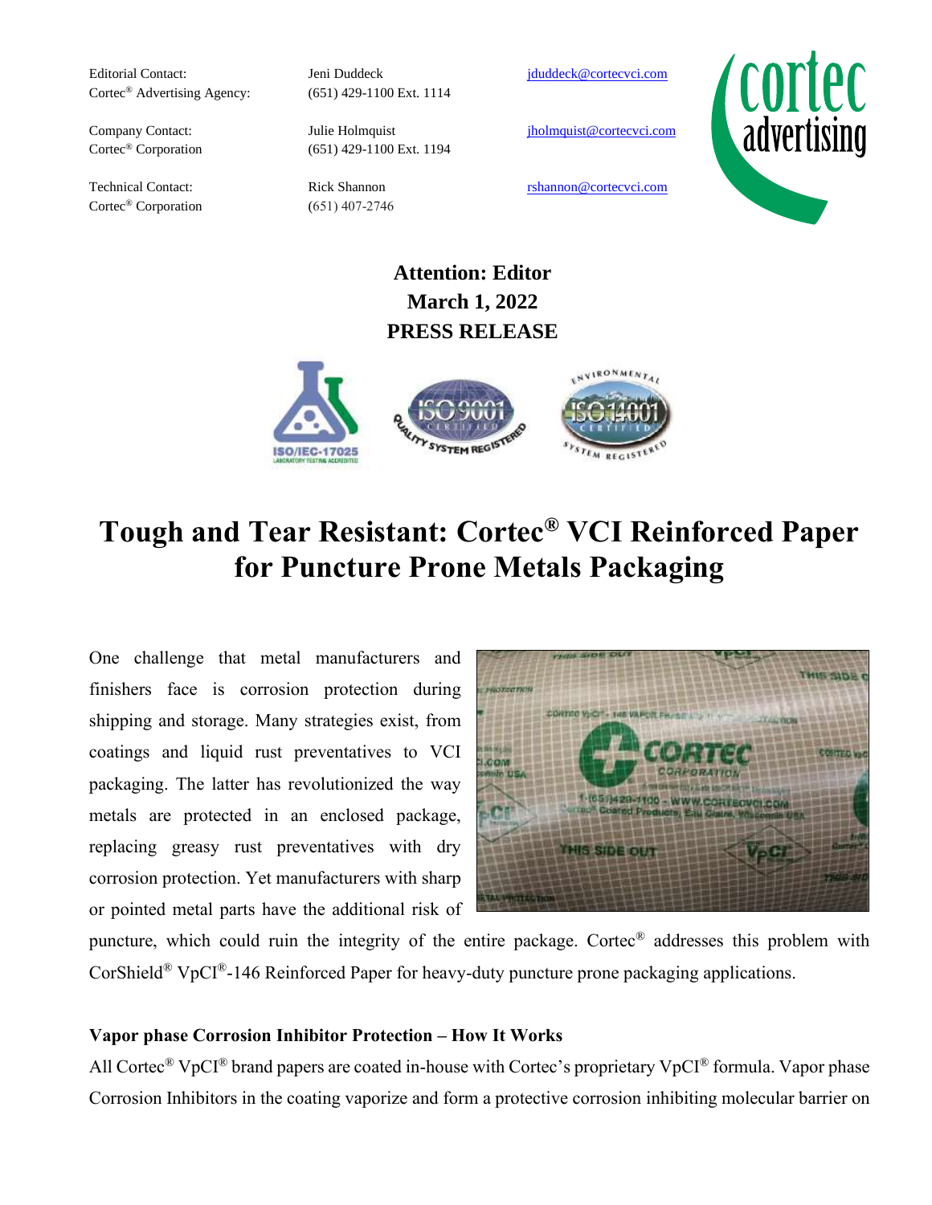Editorial Contact: Cortec® Advertising Agency: Jeni Duddeck (651) 429-1100 Ext. 1114 jduddeck@cortecvci.com

Company Contact: Cortec® Corporation: Julie Holmquist (651) 429-1100 Ext. 1194 jholmquist@cortecvci.com

Technical Contact: Cortec® Corporation: Rick Shannon (651) 407-2746 rshannon@cortecvci.com

**Attention: Editor**
**March 1, 2022**
**PRESS RELEASE**

# Tough and Tear Resistant: Cortec® VCI Reinforced Paper for Puncture Prone Metals Packaging

One challenge that metal manufacturers and finishers face is corrosion protection during shipping and storage. Many strategies exist, from coatings and liquid rust preventatives to VCI packaging. The latter has revolutionized the way metals are protected in an enclosed package, replacing greasy rust preventatives with dry corrosion protection. Yet manufacturers with sharp or pointed metal parts have the additional risk of puncture, which could ruin the integrity of the entire package. Cortec® addresses this problem with CorShield® VpCI®-146 Reinforced Paper for heavy-duty puncture prone packaging applications.

### Vapor phase Corrosion Inhibitor Protection – How It Works

All Cortec® VpCI® brand papers are coated in-house with Cortec's proprietary VpCI® formula. Vapor phase Corrosion Inhibitors in the coating vaporize and form a protective corrosion inhibiting molecular barrier on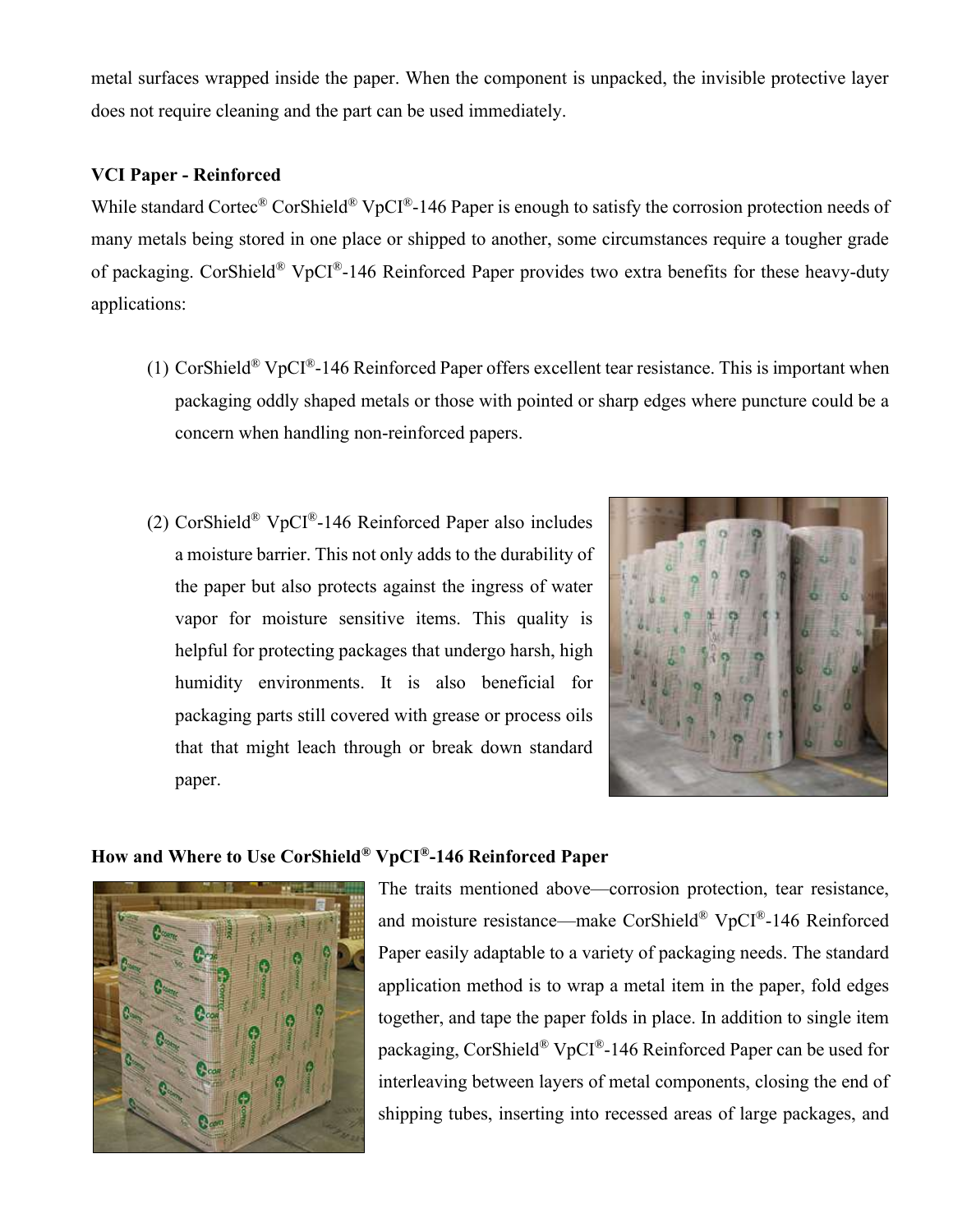metal surfaces wrapped inside the paper. When the component is unpacked, the invisible protective layer does not require cleaning and the part can be used immediately.

**VCI Paper - Reinforced**

While standard Cortec® CorShield® VpCI®-146 Paper is enough to satisfy the corrosion protection needs of many metals being stored in one place or shipped to another, some circumstances require a tougher grade of packaging. CorShield® VpCI®-146 Reinforced Paper provides two extra benefits for these heavy-duty applications:

(1) CorShield® VpCI®-146 Reinforced Paper offers excellent tear resistance. This is important when packaging oddly shaped metals or those with pointed or sharp edges where puncture could be a concern when handling non-reinforced papers.

(2) CorShield® VpCI®-146 Reinforced Paper also includes a moisture barrier. This not only adds to the durability of the paper but also protects against the ingress of water vapor for moisture sensitive items. This quality is helpful for protecting packages that undergo harsh, high humidity environments. It is also beneficial for packaging parts still covered with grease or process oils that that might leach through or break down standard paper.

**How and Where to Use CorShield® VpCI®-146 Reinforced Paper**

The traits mentioned above—corrosion protection, tear resistance, and moisture resistance—make CorShield® VpCI®-146 Reinforced Paper easily adaptable to a variety of packaging needs. The standard application method is to wrap a metal item in the paper, fold edges together, and tape the paper folds in place. In addition to single item packaging, CorShield® VpCI®-146 Reinforced Paper can be used for interleaving between layers of metal components, closing the end of shipping tubes, inserting into recessed areas of large packages, and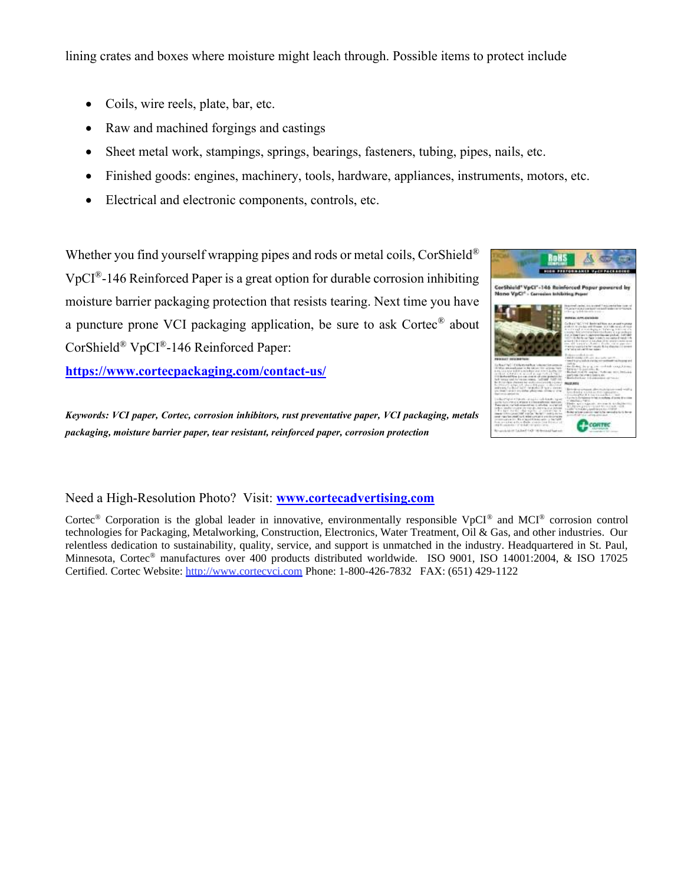lining crates and boxes where moisture might leach through. Possible items to protect include

- Coils, wire reels, plate, bar, etc.
- Raw and machined forgings and castings
- Sheet metal work, stampings, springs, bearings, fasteners, tubing, pipes, nails, etc.
- Finished goods: engines, machinery, tools, hardware, appliances, instruments, motors, etc.
- Electrical and electronic components, controls, etc.

Whether you find yourself wrapping pipes and rods or metal coils, CorShield® VpCI®-146 Reinforced Paper is a great option for durable corrosion inhibiting moisture barrier packaging protection that resists tearing. Next time you have a puncture prone VCI packaging application, be sure to ask Cortec® about CorShield® VpCI®-146 Reinforced Paper:

**https://www.cortecpackaging.com/contact-us/**

***Keywords: VCI paper, Cortec, corrosion inhibitors, rust preventative paper, VCI packaging, metals packaging, moisture barrier paper, tear resistant, reinforced paper, corrosion protection***

Need a High-Resolution Photo? Visit: **www.cortecadvertising.com**

Cortec® Corporation is the global leader in innovative, environmentally responsible VpCI® and MCI® corrosion control technologies for Packaging, Metalworking, Construction, Electronics, Water Treatment, Oil & Gas, and other industries. Our relentless dedication to sustainability, quality, service, and support is unmatched in the industry. Headquartered in St. Paul, Minnesota, Cortec® manufactures over 400 products distributed worldwide. ISO 9001, ISO 14001:2004, & ISO 17025 Certified. Cortec Website: http://www.cortecvci.com Phone: 1-800-426-7832 FAX: (651) 429-1122